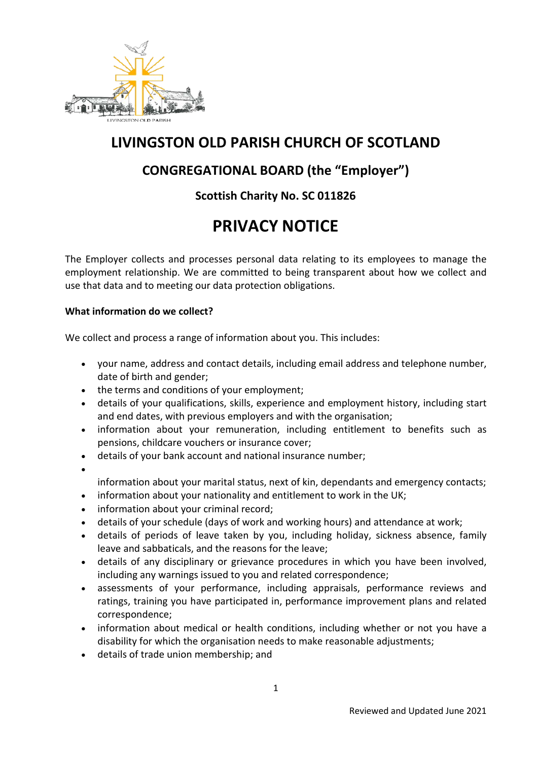# LIVINGSTON OLD PARISH CHURCH OF SCOTLAND

## CONGREGATIONAL BOARD (the "Employer")

### Scottish Charity No. SC 011826

# PRIVACY NOTICE

The Employer collects and processes personal data relating to its employees to manage the employment relationship. We are committed to being transparent about how we collect and use that data and to meeting our data protection obligations.

**What information do we collect?**

We collect and process a range of information about you. This includes:

- your name, address and contact details, including email address and telephone number, date of birth and gender;
- the terms and conditions of your employment;
- details of your qualifications, skills, experience and employment history, including start and end dates, with previous employers and with the organisation;
- information about your remuneration, including entitlement to benefits such as pensions, childcare vouchers or insurance cover;
- details of your bank account and national insurance number;
- information about your marital status, next of kin, dependants and emergency contacts;
- information about your nationality and entitlement to work in the UK;
- information about your criminal record;
- details of your schedule (days of work and working hours) and attendance at work;
- details of periods of leave taken by you, including holiday, sickness absence, family leave and sabbaticals, and the reasons for the leave;
- details of any disciplinary or grievance procedures in which you have been involved, including any warnings issued to you and related correspondence;
- assessments of your performance, including appraisals, performance reviews and ratings, training you have participated in, performance improvement plans and related correspondence;
- information about medical or health conditions, including whether or not you have a disability for which the organisation needs to make reasonable adjustments;
- details of trade union membership; and

Reviewed and Updated June 2021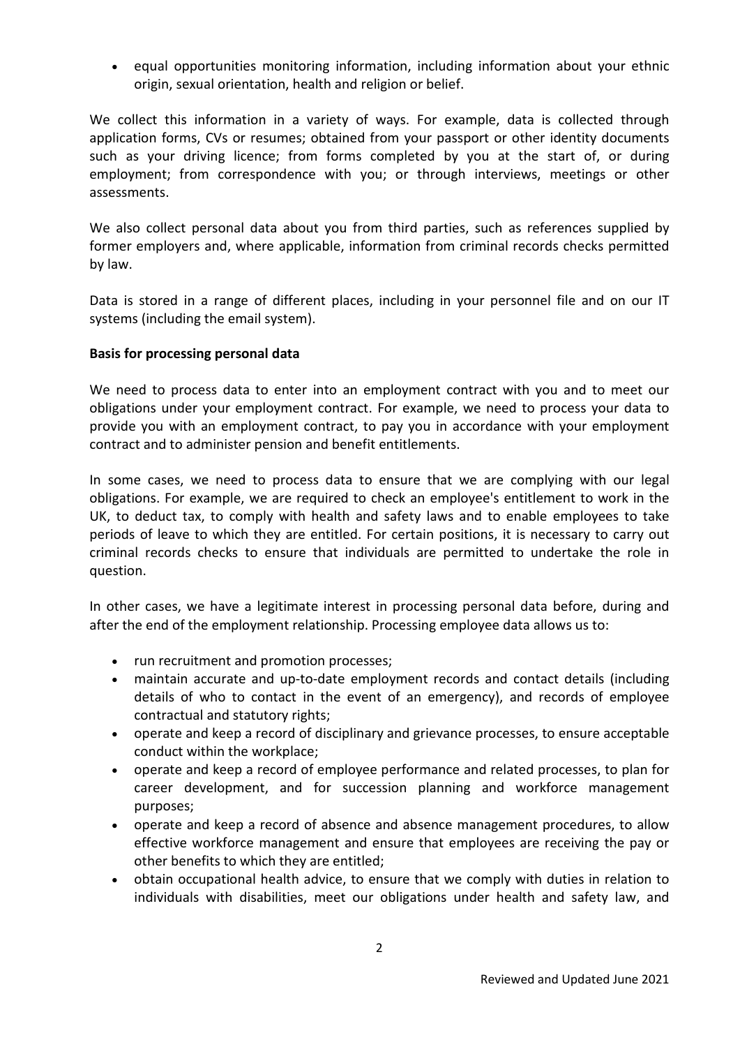- equal opportunities monitoring information, including information about your ethnic origin, sexual orientation, health and religion or belief.

We collect this information in a variety of ways. For example, data is collected through application forms, CVs or resumes; obtained from your passport or other identity documents such as your driving licence; from forms completed by you at the start of, or during employment; from correspondence with you; or through interviews, meetings or other assessments.

We also collect personal data about you from third parties, such as references supplied by former employers and, where applicable, information from criminal records checks permitted by law.

Data is stored in a range of different places, including in your personnel file and on our IT systems (including the email system).

**Basis for processing personal data**

We need to process data to enter into an employment contract with you and to meet our obligations under your employment contract. For example, we need to process your data to provide you with an employment contract, to pay you in accordance with your employment contract and to administer pension and benefit entitlements.

In some cases, we need to process data to ensure that we are complying with our legal obligations. For example, we are required to check an employee's entitlement to work in the UK, to deduct tax, to comply with health and safety laws and to enable employees to take periods of leave to which they are entitled. For certain positions, it is necessary to carry out criminal records checks to ensure that individuals are permitted to undertake the role in question.

In other cases, we have a legitimate interest in processing personal data before, during and after the end of the employment relationship. Processing employee data allows us to:

- run recruitment and promotion processes;
- maintain accurate and up-to-date employment records and contact details (including details of who to contact in the event of an emergency), and records of employee contractual and statutory rights;
- operate and keep a record of disciplinary and grievance processes, to ensure acceptable conduct within the workplace;
- operate and keep a record of employee performance and related processes, to plan for career development, and for succession planning and workforce management purposes;
- operate and keep a record of absence and absence management procedures, to allow effective workforce management and ensure that employees are receiving the pay or other benefits to which they are entitled;
- obtain occupational health advice, to ensure that we comply with duties in relation to individuals with disabilities, meet our obligations under health and safety law, and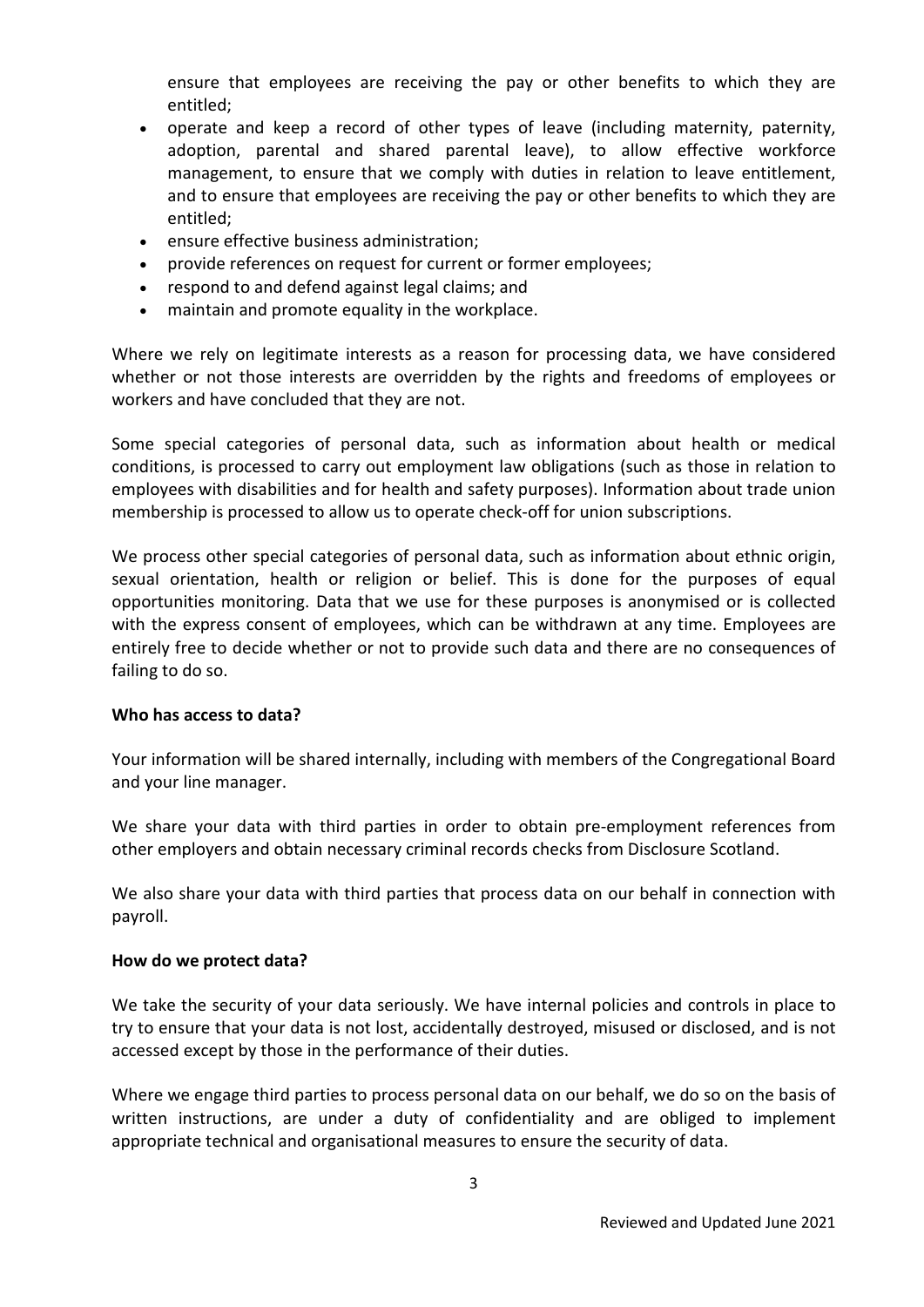ensure that employees are receiving the pay or other benefits to which they are entitled;

- operate and keep a record of other types of leave (including maternity, paternity, adoption, parental and shared parental leave), to allow effective workforce management, to ensure that we comply with duties in relation to leave entitlement, and to ensure that employees are receiving the pay or other benefits to which they are entitled;
- ensure effective business administration;
- provide references on request for current or former employees;
- respond to and defend against legal claims; and
- maintain and promote equality in the workplace.

Where we rely on legitimate interests as a reason for processing data, we have considered whether or not those interests are overridden by the rights and freedoms of employees or workers and have concluded that they are not.

Some special categories of personal data, such as information about health or medical conditions, is processed to carry out employment law obligations (such as those in relation to employees with disabilities and for health and safety purposes). Information about trade union membership is processed to allow us to operate check-off for union subscriptions.

We process other special categories of personal data, such as information about ethnic origin, sexual orientation, health or religion or belief. This is done for the purposes of equal opportunities monitoring. Data that we use for these purposes is anonymised or is collected with the express consent of employees, which can be withdrawn at any time. Employees are entirely free to decide whether or not to provide such data and there are no consequences of failing to do so.

**Who has access to data?**

Your information will be shared internally, including with members of the Congregational Board and your line manager.

We share your data with third parties in order to obtain pre-employment references from other employers and obtain necessary criminal records checks from Disclosure Scotland.

We also share your data with third parties that process data on our behalf in connection with payroll.

**How do we protect data?**

We take the security of your data seriously. We have internal policies and controls in place to try to ensure that your data is not lost, accidentally destroyed, misused or disclosed, and is not accessed except by those in the performance of their duties.

Where we engage third parties to process personal data on our behalf, we do so on the basis of written instructions, are under a duty of confidentiality and are obliged to implement appropriate technical and organisational measures to ensure the security of data.

Reviewed and Updated June 2021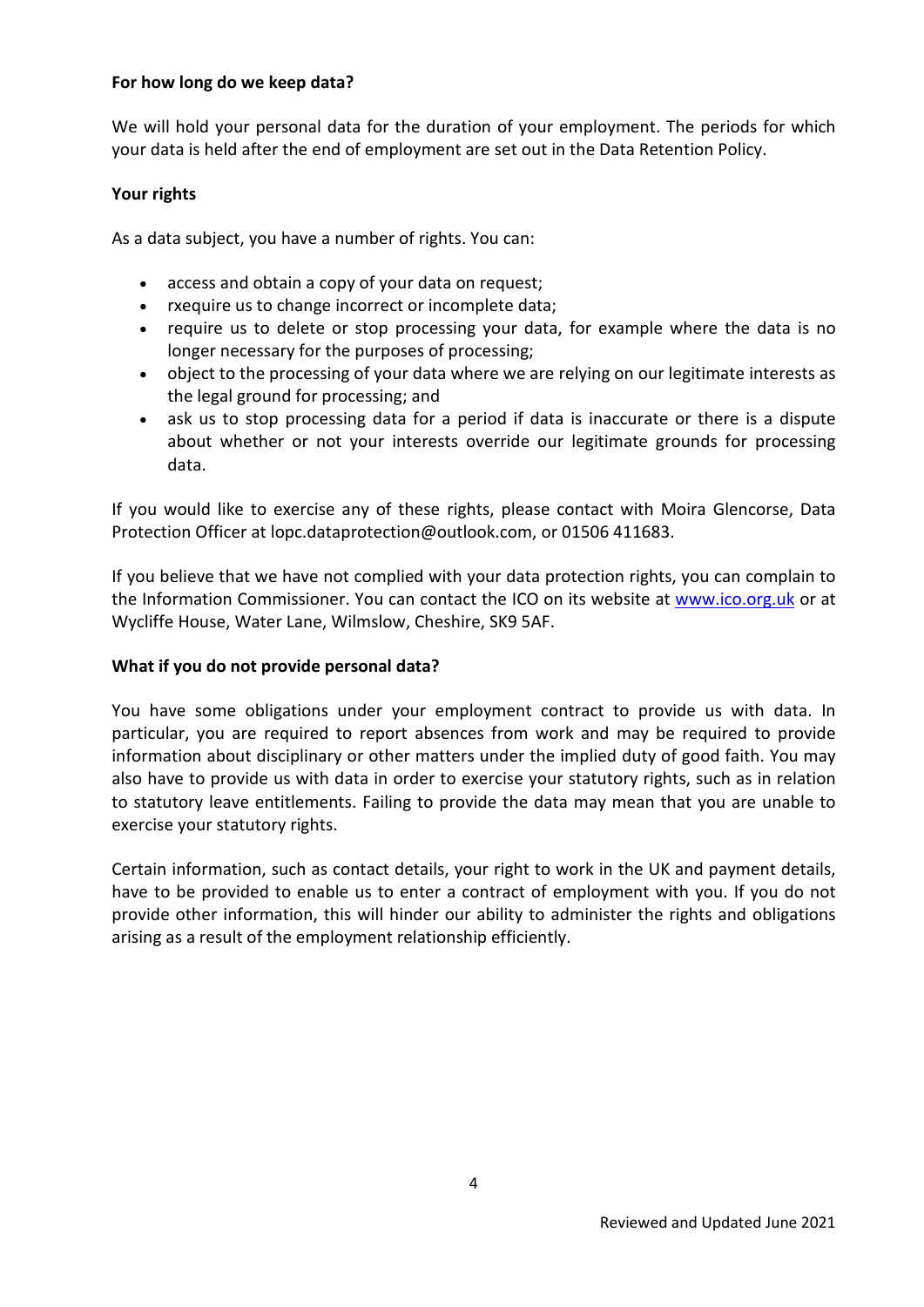**For how long do we keep data?**

We will hold your personal data for the duration of your employment. The periods for which your data is held after the end of employment are set out in the Data Retention Policy.

**Your rights**

As a data subject, you have a number of rights. You can:

- access and obtain a copy of your data on request;
- rxequire us to change incorrect or incomplete data;
- require us to delete or stop processing your data, for example where the data is no longer necessary for the purposes of processing;
- object to the processing of your data where we are relying on our legitimate interests as the legal ground for processing; and
- ask us to stop processing data for a period if data is inaccurate or there is a dispute about whether or not your interests override our legitimate grounds for processing data.

If you would like to exercise any of these rights, please contact with Moira Glencorse, Data Protection Officer at lopc.dataprotection@outlook.com, or 01506 411683.

If you believe that we have not complied with your data protection rights, you can complain to the Information Commissioner. You can contact the ICO on its website at [www.ico.org.uk](http://www.ico.org.uk) or at Wycliffe House, Water Lane, Wilmslow, Cheshire, SK9 5AF.

**What if you do not provide personal data?**

You have some obligations under your employment contract to provide us with data. In particular, you are required to report absences from work and may be required to provide information about disciplinary or other matters under the implied duty of good faith. You may also have to provide us with data in order to exercise your statutory rights, such as in relation to statutory leave entitlements. Failing to provide the data may mean that you are unable to exercise your statutory rights.

Certain information, such as contact details, your right to work in the UK and payment details, have to be provided to enable us to enter a contract of employment with you. If you do not provide other information, this will hinder our ability to administer the rights and obligations arising as a result of the employment relationship efficiently.

Reviewed and Updated June 2021